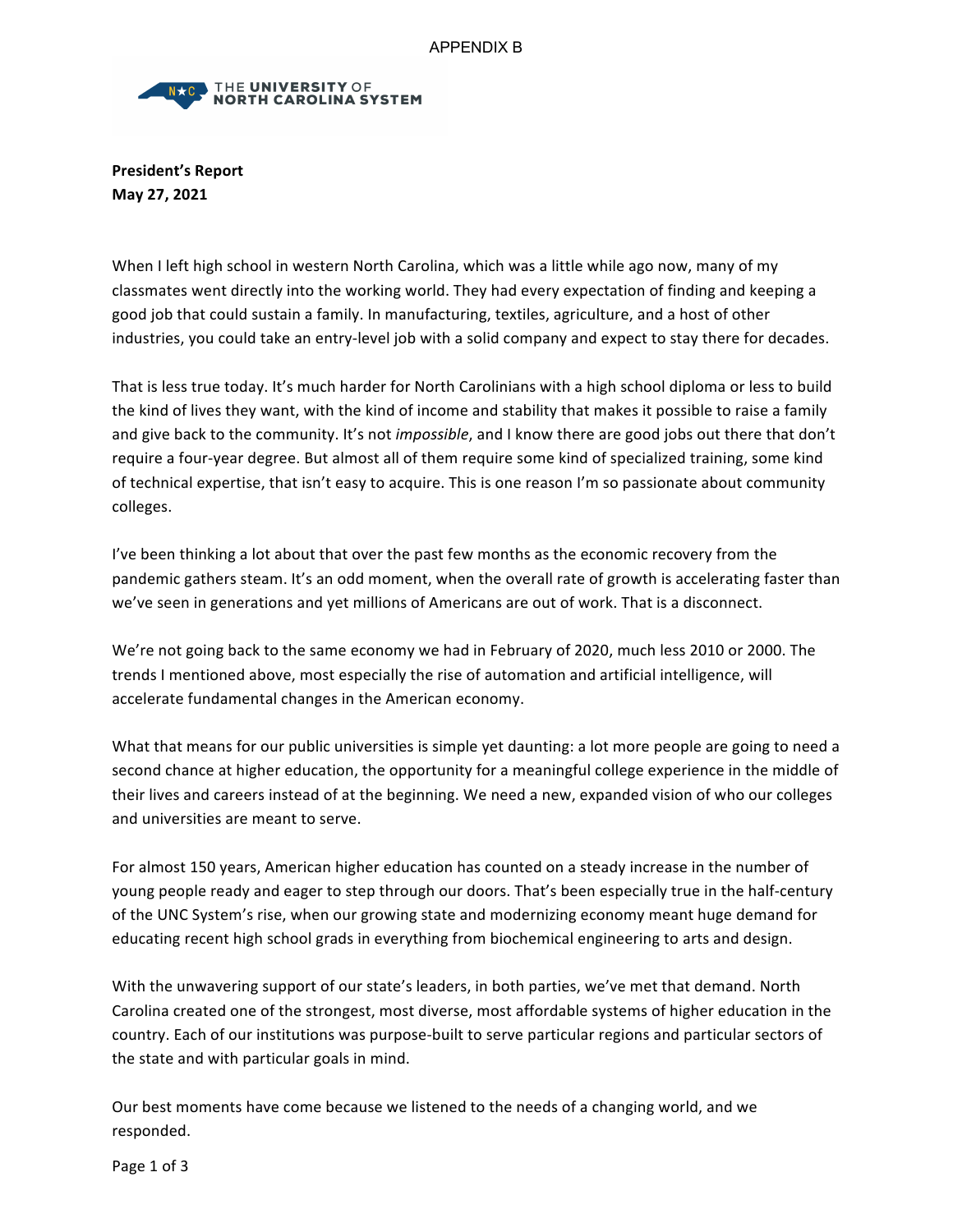APPENDIX B

THE UNIVERSITY OF NORTH CAROLINA SYSTEM

**President's Report**
**May 27, 2021**

When I left high school in western North Carolina, which was a little while ago now, many of my classmates went directly into the working world. They had every expectation of finding and keeping a good job that could sustain a family. In manufacturing, textiles, agriculture, and a host of other industries, you could take an entry-level job with a solid company and expect to stay there for decades.

That is less true today. It's much harder for North Carolinians with a high school diploma or less to build the kind of lives they want, with the kind of income and stability that makes it possible to raise a family and give back to the community. It's not *impossible*, and I know there are good jobs out there that don't require a four-year degree. But almost all of them require some kind of specialized training, some kind of technical expertise, that isn't easy to acquire. This is one reason I'm so passionate about community colleges.

I've been thinking a lot about that over the past few months as the economic recovery from the pandemic gathers steam. It's an odd moment, when the overall rate of growth is accelerating faster than we've seen in generations and yet millions of Americans are out of work. That is a disconnect.

We're not going back to the same economy we had in February of 2020, much less 2010 or 2000. The trends I mentioned above, most especially the rise of automation and artificial intelligence, will accelerate fundamental changes in the American economy.

What that means for our public universities is simple yet daunting: a lot more people are going to need a second chance at higher education, the opportunity for a meaningful college experience in the middle of their lives and careers instead of at the beginning. We need a new, expanded vision of who our colleges and universities are meant to serve.

For almost 150 years, American higher education has counted on a steady increase in the number of young people ready and eager to step through our doors. That's been especially true in the half-century of the UNC System's rise, when our growing state and modernizing economy meant huge demand for educating recent high school grads in everything from biochemical engineering to arts and design.

With the unwavering support of our state's leaders, in both parties, we've met that demand. North Carolina created one of the strongest, most diverse, most affordable systems of higher education in the country. Each of our institutions was purpose-built to serve particular regions and particular sectors of the state and with particular goals in mind.

Our best moments have come because we listened to the needs of a changing world, and we responded.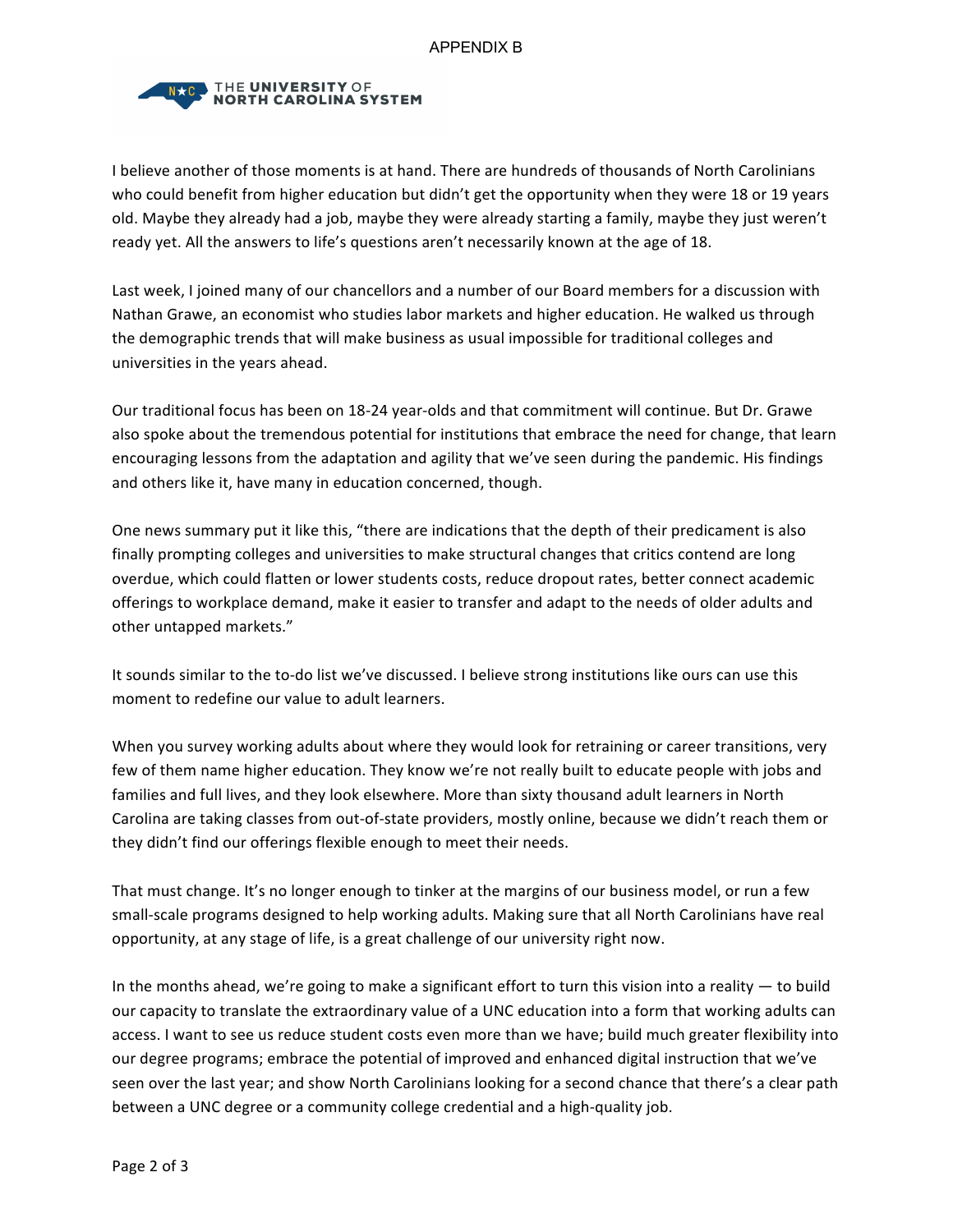I believe another of those moments is at hand. There are hundreds of thousands of North Carolinians who could benefit from higher education but didn't get the opportunity when they were 18 or 19 years old. Maybe they already had a job, maybe they were already starting a family, maybe they just weren't ready yet. All the answers to life's questions aren't necessarily known at the age of 18.

Last week, I joined many of our chancellors and a number of our Board members for a discussion with Nathan Grawe, an economist who studies labor markets and higher education. He walked us through the demographic trends that will make business as usual impossible for traditional colleges and universities in the years ahead.

Our traditional focus has been on 18-24 year-olds and that commitment will continue. But Dr. Grawe also spoke about the tremendous potential for institutions that embrace the need for change, that learn encouraging lessons from the adaptation and agility that we've seen during the pandemic. His findings and others like it, have many in education concerned, though.

One news summary put it like this, "there are indications that the depth of their predicament is also finally prompting colleges and universities to make structural changes that critics contend are long overdue, which could flatten or lower students costs, reduce dropout rates, better connect academic offerings to workplace demand, make it easier to transfer and adapt to the needs of older adults and other untapped markets."

It sounds similar to the to-do list we've discussed. I believe strong institutions like ours can use this moment to redefine our value to adult learners.

When you survey working adults about where they would look for retraining or career transitions, very few of them name higher education. They know we're not really built to educate people with jobs and families and full lives, and they look elsewhere. More than sixty thousand adult learners in North Carolina are taking classes from out-of-state providers, mostly online, because we didn't reach them or they didn't find our offerings flexible enough to meet their needs.

That must change. It's no longer enough to tinker at the margins of our business model, or run a few small-scale programs designed to help working adults. Making sure that all North Carolinians have real opportunity, at any stage of life, is a great challenge of our university right now.

In the months ahead, we're going to make a significant effort to turn this vision into a reality — to build our capacity to translate the extraordinary value of a UNC education into a form that working adults can access. I want to see us reduce student costs even more than we have; build much greater flexibility into our degree programs; embrace the potential of improved and enhanced digital instruction that we've seen over the last year; and show North Carolinians looking for a second chance that there's a clear path between a UNC degree or a community college credential and a high-quality job.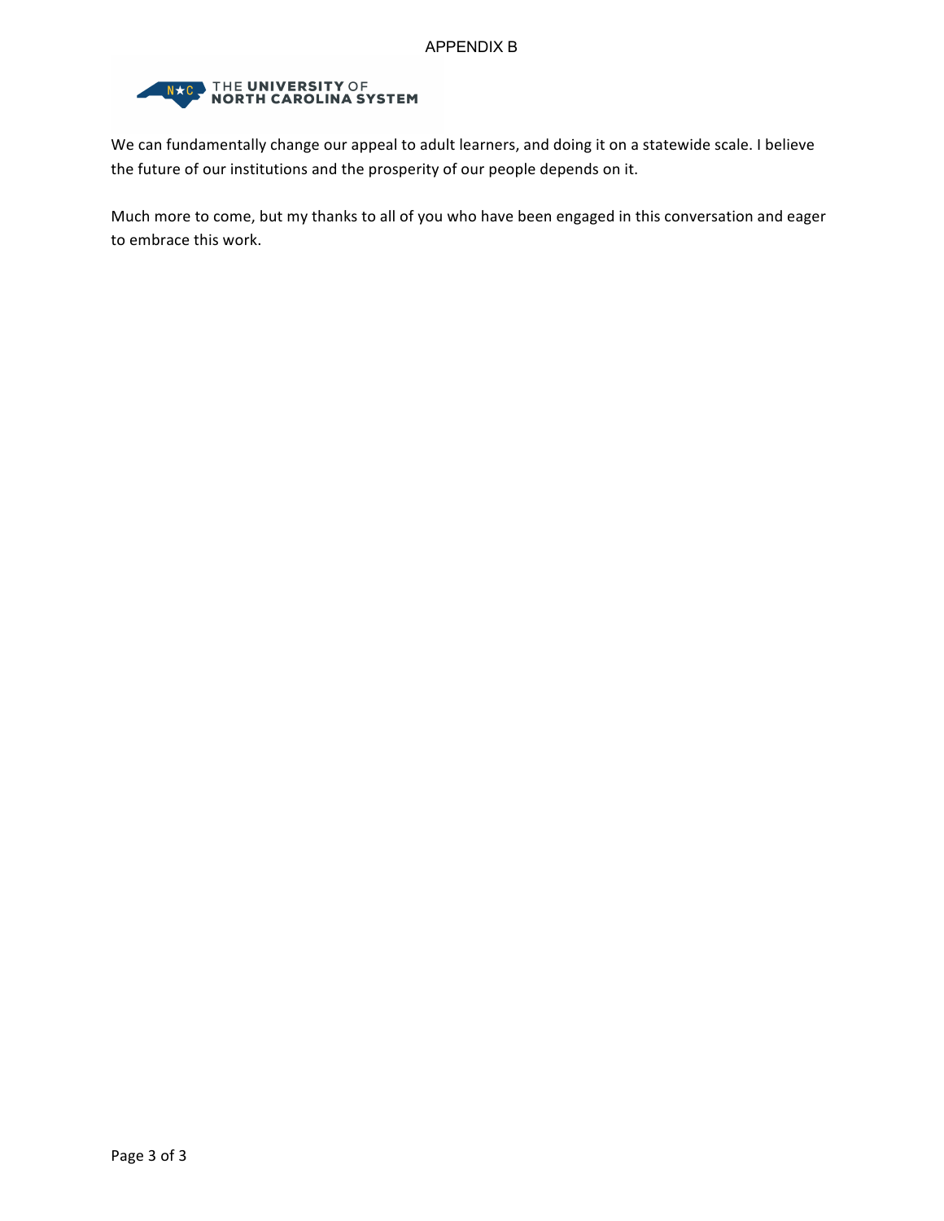We can fundamentally change our appeal to adult learners, and doing it on a statewide scale. I believe the future of our institutions and the prosperity of our people depends on it.

Much more to come, but my thanks to all of you who have been engaged in this conversation and eager to embrace this work.